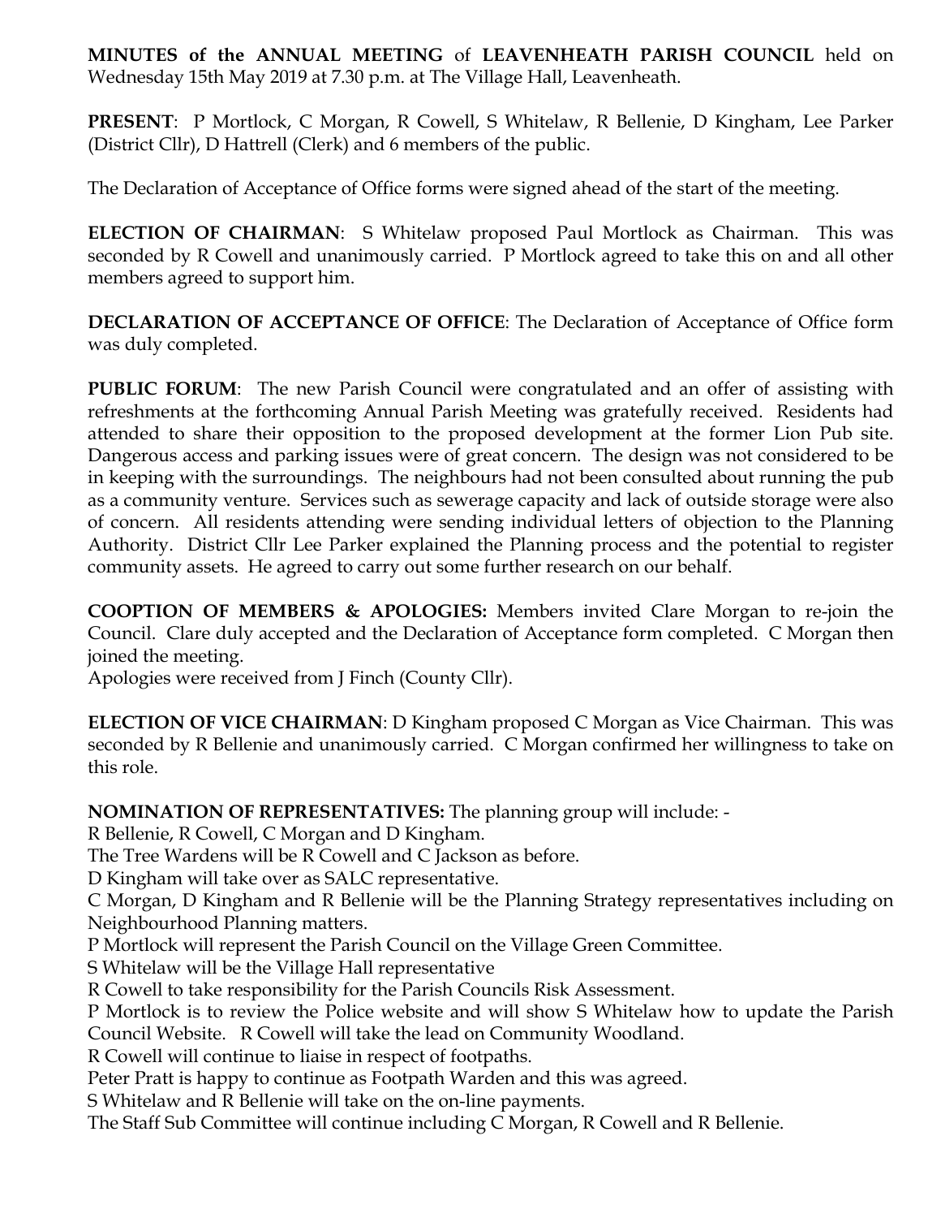**MINUTES of the ANNUAL MEETING** of **LEAVENHEATH PARISH COUNCIL** held on Wednesday 15th May 2019 at 7.30 p.m. at The Village Hall, Leavenheath.

**PRESENT**: P Mortlock, C Morgan, R Cowell, S Whitelaw, R Bellenie, D Kingham, Lee Parker (District Cllr), D Hattrell (Clerk) and 6 members of the public.

The Declaration of Acceptance of Office forms were signed ahead of the start of the meeting.

**ELECTION OF CHAIRMAN**: S Whitelaw proposed Paul Mortlock as Chairman. This was seconded by R Cowell and unanimously carried. P Mortlock agreed to take this on and all other members agreed to support him.

**DECLARATION OF ACCEPTANCE OF OFFICE**: The Declaration of Acceptance of Office form was duly completed.

**PUBLIC FORUM**: The new Parish Council were congratulated and an offer of assisting with refreshments at the forthcoming Annual Parish Meeting was gratefully received. Residents had attended to share their opposition to the proposed development at the former Lion Pub site. Dangerous access and parking issues were of great concern. The design was not considered to be in keeping with the surroundings. The neighbours had not been consulted about running the pub as a community venture. Services such as sewerage capacity and lack of outside storage were also of concern. All residents attending were sending individual letters of objection to the Planning Authority. District Cllr Lee Parker explained the Planning process and the potential to register community assets. He agreed to carry out some further research on our behalf.

**COOPTION OF MEMBERS & APOLOGIES:** Members invited Clare Morgan to re-join the Council. Clare duly accepted and the Declaration of Acceptance form completed. C Morgan then joined the meeting.
Apologies were received from J Finch (County Cllr).

**ELECTION OF VICE CHAIRMAN**: D Kingham proposed C Morgan as Vice Chairman. This was seconded by R Bellenie and unanimously carried. C Morgan confirmed her willingness to take on this role.

**NOMINATION OF REPRESENTATIVES:** The planning group will include: -
R Bellenie, R Cowell, C Morgan and D Kingham.
The Tree Wardens will be R Cowell and C Jackson as before.
D Kingham will take over as SALC representative.
C Morgan, D Kingham and R Bellenie will be the Planning Strategy representatives including on Neighbourhood Planning matters.
P Mortlock will represent the Parish Council on the Village Green Committee.
S Whitelaw will be the Village Hall representative
R Cowell to take responsibility for the Parish Councils Risk Assessment.
P Mortlock is to review the Police website and will show S Whitelaw how to update the Parish Council Website. R Cowell will take the lead on Community Woodland.
R Cowell will continue to liaise in respect of footpaths.
Peter Pratt is happy to continue as Footpath Warden and this was agreed.
S Whitelaw and R Bellenie will take on the on-line payments.
The Staff Sub Committee will continue including C Morgan, R Cowell and R Bellenie.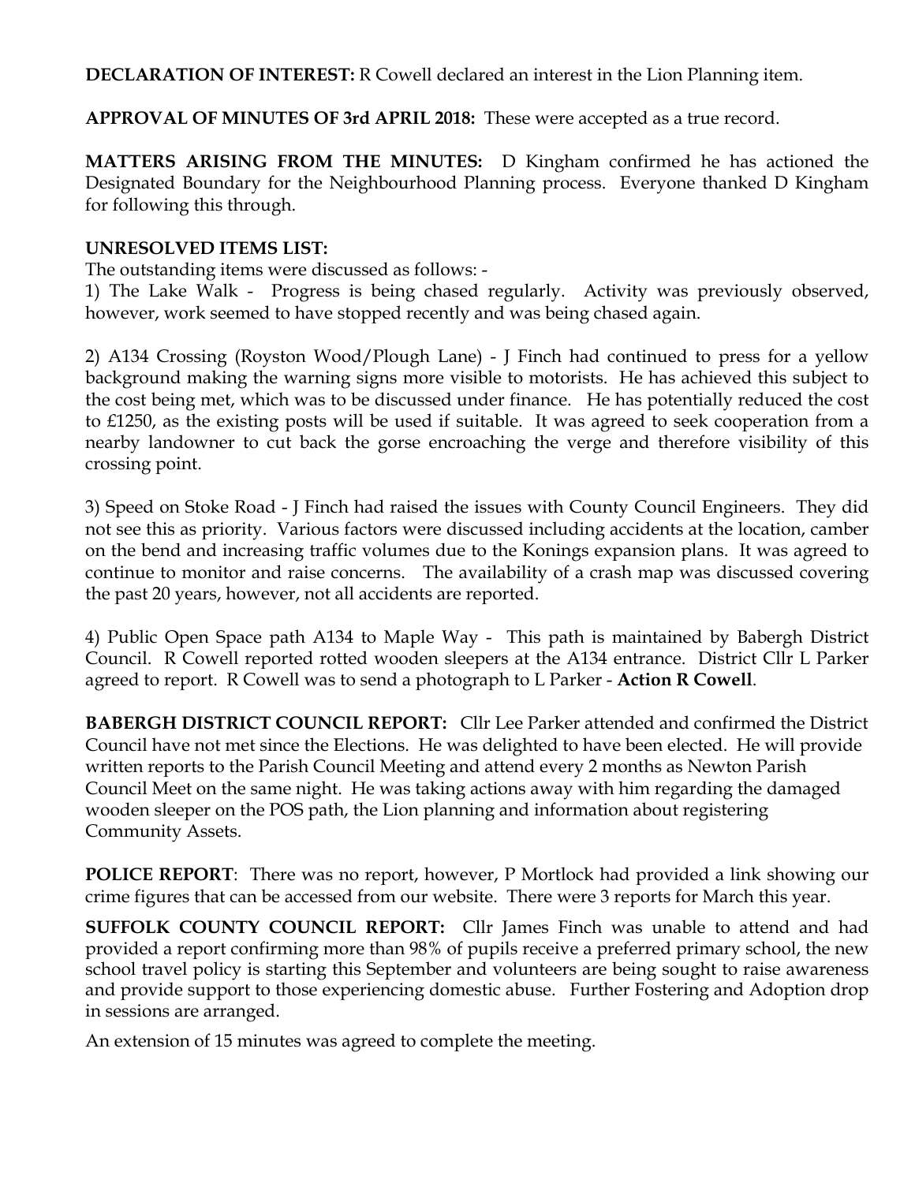**DECLARATION OF INTEREST:** R Cowell declared an interest in the Lion Planning item.

**APPROVAL OF MINUTES OF 3rd APRIL 2018:** These were accepted as a true record.

**MATTERS ARISING FROM THE MINUTES:** D Kingham confirmed he has actioned the Designated Boundary for the Neighbourhood Planning process. Everyone thanked D Kingham for following this through.

**UNRESOLVED ITEMS LIST:**

The outstanding items were discussed as follows: -

1) The Lake Walk - Progress is being chased regularly. Activity was previously observed, however, work seemed to have stopped recently and was being chased again.

2) A134 Crossing (Royston Wood/Plough Lane) - J Finch had continued to press for a yellow background making the warning signs more visible to motorists. He has achieved this subject to the cost being met, which was to be discussed under finance. He has potentially reduced the cost to £1250, as the existing posts will be used if suitable. It was agreed to seek cooperation from a nearby landowner to cut back the gorse encroaching the verge and therefore visibility of this crossing point.

3) Speed on Stoke Road - J Finch had raised the issues with County Council Engineers. They did not see this as priority. Various factors were discussed including accidents at the location, camber on the bend and increasing traffic volumes due to the Konings expansion plans. It was agreed to continue to monitor and raise concerns. The availability of a crash map was discussed covering the past 20 years, however, not all accidents are reported.

4) Public Open Space path A134 to Maple Way - This path is maintained by Babergh District Council. R Cowell reported rotted wooden sleepers at the A134 entrance. District Cllr L Parker agreed to report. R Cowell was to send a photograph to L Parker - **Action R Cowell**.

**BABERGH DISTRICT COUNCIL REPORT:** Cllr Lee Parker attended and confirmed the District Council have not met since the Elections. He was delighted to have been elected. He will provide written reports to the Parish Council Meeting and attend every 2 months as Newton Parish Council Meet on the same night. He was taking actions away with him regarding the damaged wooden sleeper on the POS path, the Lion planning and information about registering Community Assets.

**POLICE REPORT**: There was no report, however, P Mortlock had provided a link showing our crime figures that can be accessed from our website. There were 3 reports for March this year.

**SUFFOLK COUNTY COUNCIL REPORT:** Cllr James Finch was unable to attend and had provided a report confirming more than 98% of pupils receive a preferred primary school, the new school travel policy is starting this September and volunteers are being sought to raise awareness and provide support to those experiencing domestic abuse. Further Fostering and Adoption drop in sessions are arranged.

An extension of 15 minutes was agreed to complete the meeting.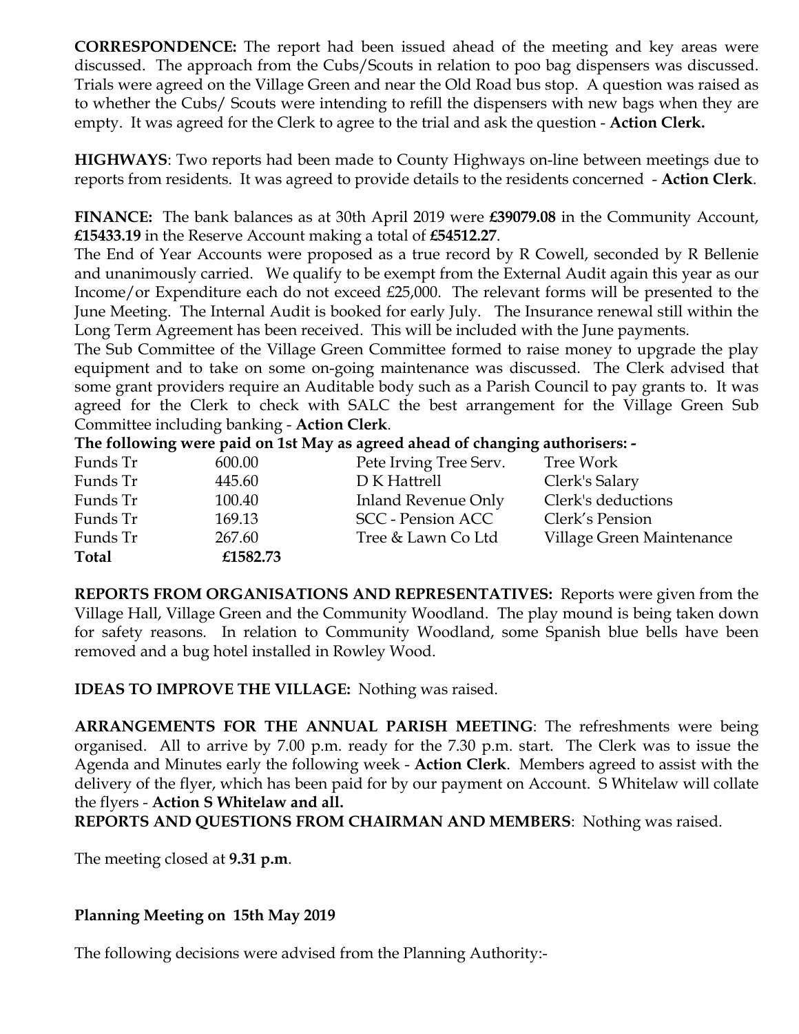**CORRESPONDENCE:** The report had been issued ahead of the meeting and key areas were discussed. The approach from the Cubs/Scouts in relation to poo bag dispensers was discussed. Trials were agreed on the Village Green and near the Old Road bus stop. A question was raised as to whether the Cubs/ Scouts were intending to refill the dispensers with new bags when they are empty. It was agreed for the Clerk to agree to the trial and ask the question - **Action Clerk.**

**HIGHWAYS**: Two reports had been made to County Highways on-line between meetings due to reports from residents. It was agreed to provide details to the residents concerned - **Action Clerk**.

**FINANCE:** The bank balances as at 30th April 2019 were **£39079.08** in the Community Account, **£15433.19** in the Reserve Account making a total of **£54512.27**.
The End of Year Accounts were proposed as a true record by R Cowell, seconded by R Bellenie and unanimously carried. We qualify to be exempt from the External Audit again this year as our Income/or Expenditure each do not exceed £25,000. The relevant forms will be presented to the June Meeting. The Internal Audit is booked for early July. The Insurance renewal still within the Long Term Agreement has been received. This will be included with the June payments.
The Sub Committee of the Village Green Committee formed to raise money to upgrade the play equipment and to take on some on-going maintenance was discussed. The Clerk advised that some grant providers require an Auditable body such as a Parish Council to pay grants to. It was agreed for the Clerk to check with SALC the best arrangement for the Village Green Sub Committee including banking - **Action Clerk**.

**The following were paid on 1st May as agreed ahead of changing authorisers: -**

| | | | |
|---|---|---|---|
| Funds Tr | 600.00 | Pete Irving Tree Serv. | Tree Work |
| Funds Tr | 445.60 | D K Hattrell | Clerk's Salary |
| Funds Tr | 100.40 | Inland Revenue Only | Clerk's deductions |
| Funds Tr | 169.13 | SCC - Pension ACC | Clerk's Pension |
| Funds Tr | 267.60 | Tree & Lawn Co Ltd | Village Green Maintenance |
| **Total** | **£1582.73** | | |

**REPORTS FROM ORGANISATIONS AND REPRESENTATIVES:** Reports were given from the Village Hall, Village Green and the Community Woodland. The play mound is being taken down for safety reasons. In relation to Community Woodland, some Spanish blue bells have been removed and a bug hotel installed in Rowley Wood.

**IDEAS TO IMPROVE THE VILLAGE:** Nothing was raised.

**ARRANGEMENTS FOR THE ANNUAL PARISH MEETING**: The refreshments were being organised. All to arrive by 7.00 p.m. ready for the 7.30 p.m. start. The Clerk was to issue the Agenda and Minutes early the following week - **Action Clerk**. Members agreed to assist with the delivery of the flyer, which has been paid for by our payment on Account. S Whitelaw will collate the flyers - **Action S Whitelaw and all.**

**REPORTS AND QUESTIONS FROM CHAIRMAN AND MEMBERS**: Nothing was raised.

The meeting closed at **9.31 p.m**.

**Planning Meeting on 15th May 2019**

The following decisions were advised from the Planning Authority:-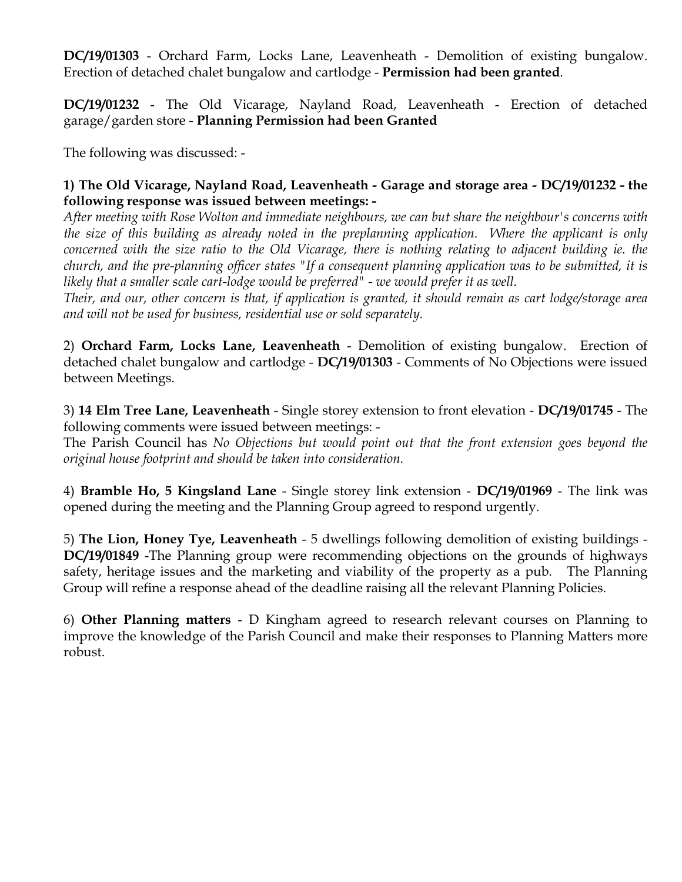**DC/19/01303** - Orchard Farm, Locks Lane, Leavenheath - Demolition of existing bungalow. Erection of detached chalet bungalow and cartlodge - **Permission had been granted**.

**DC/19/01232** - The Old Vicarage, Nayland Road, Leavenheath - Erection of detached garage/garden store - **Planning Permission had been Granted**

The following was discussed: -

**1) The Old Vicarage, Nayland Road, Leavenheath - Garage and storage area - DC/19/01232 - the following response was issued between meetings: -**

*After meeting with Rose Wolton and immediate neighbours, we can but share the neighbour's concerns with the size of this building as already noted in the preplanning application. Where the applicant is only concerned with the size ratio to the Old Vicarage, there is nothing relating to adjacent building ie. the church, and the pre-planning officer states "If a consequent planning application was to be submitted, it is likely that a smaller scale cart-lodge would be preferred" - we would prefer it as well.*

*Their, and our, other concern is that, if application is granted, it should remain as cart lodge/storage area and will not be used for business, residential use or sold separately.*

2) **Orchard Farm, Locks Lane, Leavenheath** - Demolition of existing bungalow. Erection of detached chalet bungalow and cartlodge - **DC/19/01303** - Comments of No Objections were issued between Meetings.

3) **14 Elm Tree Lane, Leavenheath** - Single storey extension to front elevation - **DC/19/01745** - The following comments were issued between meetings: -

The Parish Council has *No Objections but would point out that the front extension goes beyond the original house footprint and should be taken into consideration.*

4) **Bramble Ho, 5 Kingsland Lane** - Single storey link extension - **DC/19/01969** - The link was opened during the meeting and the Planning Group agreed to respond urgently.

5) **The Lion, Honey Tye, Leavenheath** - 5 dwellings following demolition of existing buildings - **DC/19/01849** -The Planning group were recommending objections on the grounds of highways safety, heritage issues and the marketing and viability of the property as a pub. The Planning Group will refine a response ahead of the deadline raising all the relevant Planning Policies.

6) **Other Planning matters** - D Kingham agreed to research relevant courses on Planning to improve the knowledge of the Parish Council and make their responses to Planning Matters more robust.